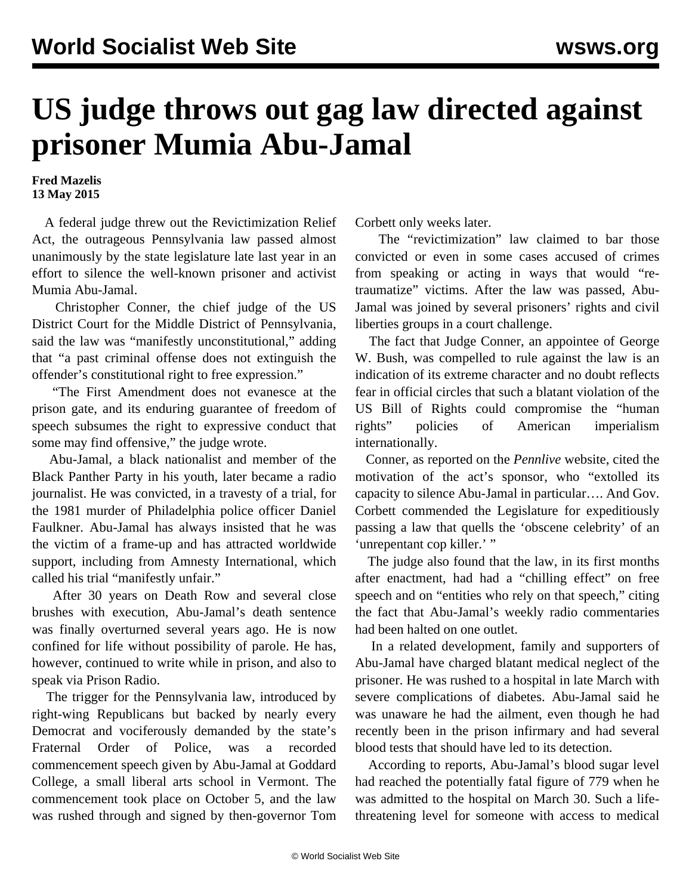# US judge throws out gag law directed against prisoner Mumia Abu-Jamal

**Fred Mazelis**
**13 May 2015**

A federal judge threw out the Revictimization Relief Act, the outrageous Pennsylvania law passed almost unanimously by the state legislature late last year in an effort to silence the well-known prisoner and activist Mumia Abu-Jamal.

Christopher Conner, the chief judge of the US District Court for the Middle District of Pennsylvania, said the law was "manifestly unconstitutional," adding that "a past criminal offense does not extinguish the offender's constitutional right to free expression."

"The First Amendment does not evanesce at the prison gate, and its enduring guarantee of freedom of speech subsumes the right to expressive conduct that some may find offensive," the judge wrote.

Abu-Jamal, a black nationalist and member of the Black Panther Party in his youth, later became a radio journalist. He was convicted, in a travesty of a trial, for the 1981 murder of Philadelphia police officer Daniel Faulkner. Abu-Jamal has always insisted that he was the victim of a frame-up and has attracted worldwide support, including from Amnesty International, which called his trial "manifestly unfair."

After 30 years on Death Row and several close brushes with execution, Abu-Jamal's death sentence was finally overturned several years ago. He is now confined for life without possibility of parole. He has, however, continued to write while in prison, and also to speak via Prison Radio.

The trigger for the Pennsylvania law, introduced by right-wing Republicans but backed by nearly every Democrat and vociferously demanded by the state's Fraternal Order of Police, was a recorded commencement speech given by Abu-Jamal at Goddard College, a small liberal arts school in Vermont. The commencement took place on October 5, and the law was rushed through and signed by then-governor Tom Corbett only weeks later.

The "revictimization" law claimed to bar those convicted or even in some cases accused of crimes from speaking or acting in ways that would "re-traumatize" victims. After the law was passed, Abu-Jamal was joined by several prisoners' rights and civil liberties groups in a court challenge.

The fact that Judge Conner, an appointee of George W. Bush, was compelled to rule against the law is an indication of its extreme character and no doubt reflects fear in official circles that such a blatant violation of the US Bill of Rights could compromise the "human rights" policies of American imperialism internationally.

Conner, as reported on the *Pennlive* website, cited the motivation of the act's sponsor, who "extolled its capacity to silence Abu-Jamal in particular…. And Gov. Corbett commended the Legislature for expeditiously passing a law that quells the 'obscene celebrity' of an 'unrepentant cop killer.' "

The judge also found that the law, in its first months after enactment, had had a "chilling effect" on free speech and on "entities who rely on that speech," citing the fact that Abu-Jamal's weekly radio commentaries had been halted on one outlet.

In a related development, family and supporters of Abu-Jamal have charged blatant medical neglect of the prisoner. He was rushed to a hospital in late March with severe complications of diabetes. Abu-Jamal said he was unaware he had the ailment, even though he had recently been in the prison infirmary and had several blood tests that should have led to its detection.

According to reports, Abu-Jamal's blood sugar level had reached the potentially fatal figure of 779 when he was admitted to the hospital on March 30. Such a life-threatening level for someone with access to medical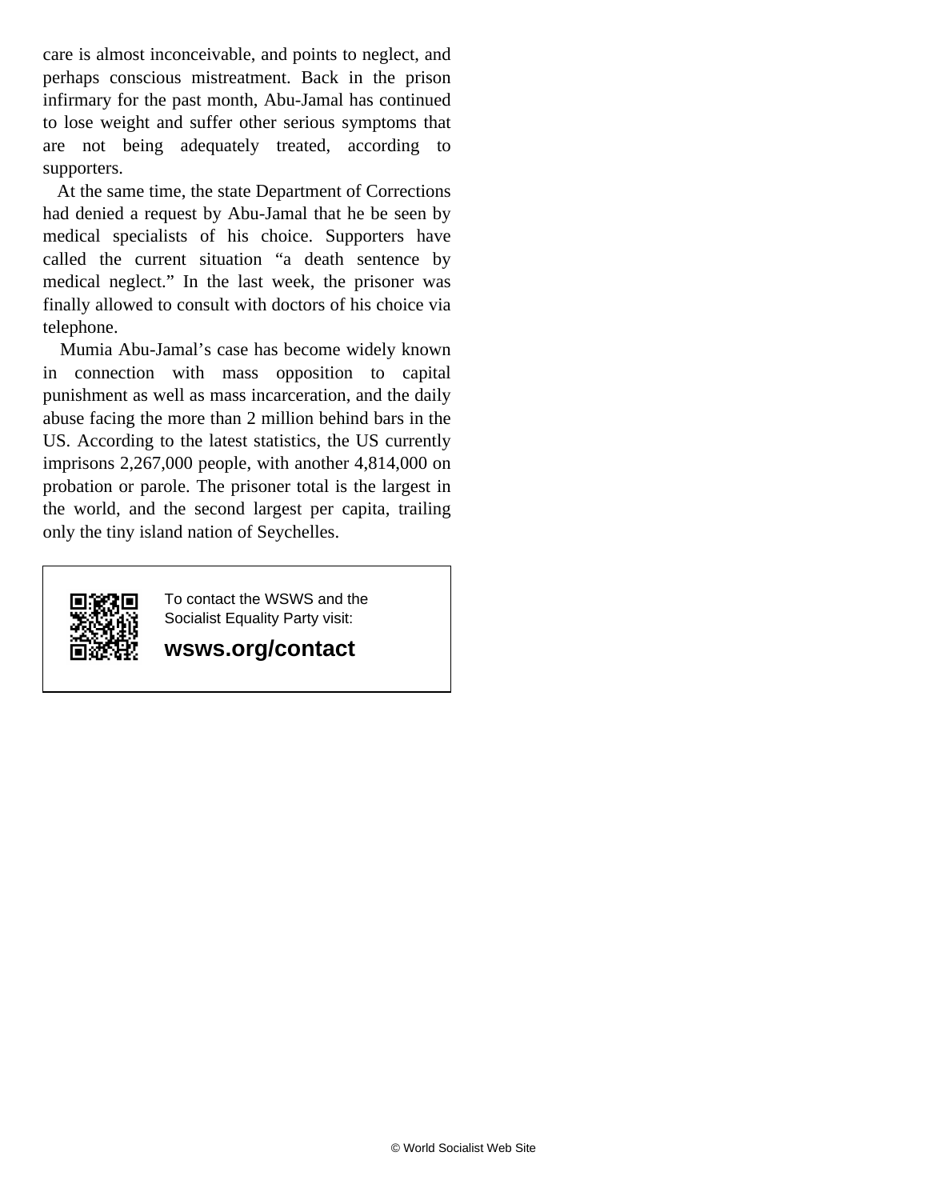care is almost inconceivable, and points to neglect, and perhaps conscious mistreatment. Back in the prison infirmary for the past month, Abu-Jamal has continued to lose weight and suffer other serious symptoms that are not being adequately treated, according to supporters.

At the same time, the state Department of Corrections had denied a request by Abu-Jamal that he be seen by medical specialists of his choice. Supporters have called the current situation "a death sentence by medical neglect." In the last week, the prisoner was finally allowed to consult with doctors of his choice via telephone.

Mumia Abu-Jamal's case has become widely known in connection with mass opposition to capital punishment as well as mass incarceration, and the daily abuse facing the more than 2 million behind bars in the US. According to the latest statistics, the US currently imprisons 2,267,000 people, with another 4,814,000 on probation or parole. The prisoner total is the largest in the world, and the second largest per capita, trailing only the tiny island nation of Seychelles.

To contact the WSWS and the Socialist Equality Party visit:

**wsws.org/contact**